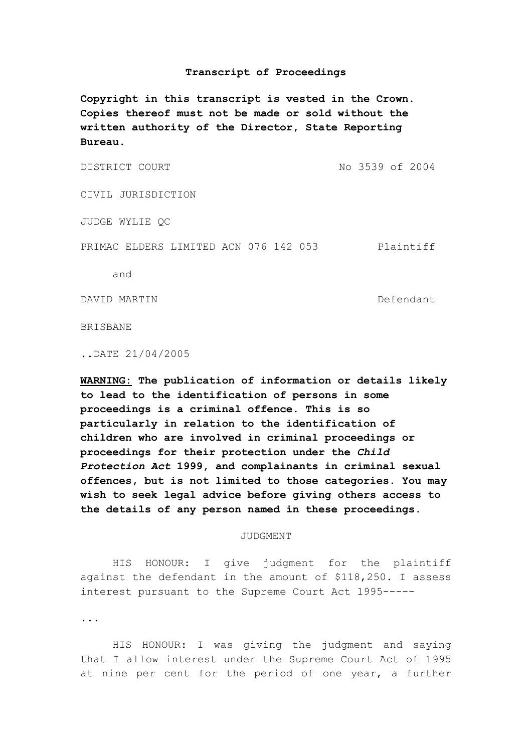**Transcript of Proceedings**

**Copyright in this transcript is vested in the Crown. Copies thereof must not be made or sold without the written authority of the Director, State Reporting Bureau.**

| | |
|---|---|
| DISTRICT COURT | No 3539 of 2004 |

CIVIL JURISDICTION

JUDGE WYLIE QC

| | |
|---|---|
| PRIMAC ELDERS LIMITED ACN 076 142 053 | Plaintiff |
| and | |
| DAVID MARTIN | Defendant |

BRISBANE

..DATE 21/04/2005

**WARNING: The publication of information or details likely to lead to the identification of persons in some proceedings is a criminal offence. This is so particularly in relation to the identification of children who are involved in criminal proceedings or proceedings for their protection under the *Child Protection Act* 1999, and complainants in criminal sexual offences, but is not limited to those categories. You may wish to seek legal advice before giving others access to the details of any person named in these proceedings.**

JUDGMENT

HIS HONOUR: I give judgment for the plaintiff against the defendant in the amount of $118,250. I assess interest pursuant to the Supreme Court Act 1995-----

...

HIS HONOUR: I was giving the judgment and saying that I allow interest under the Supreme Court Act of 1995 at nine per cent for the period of one year, a further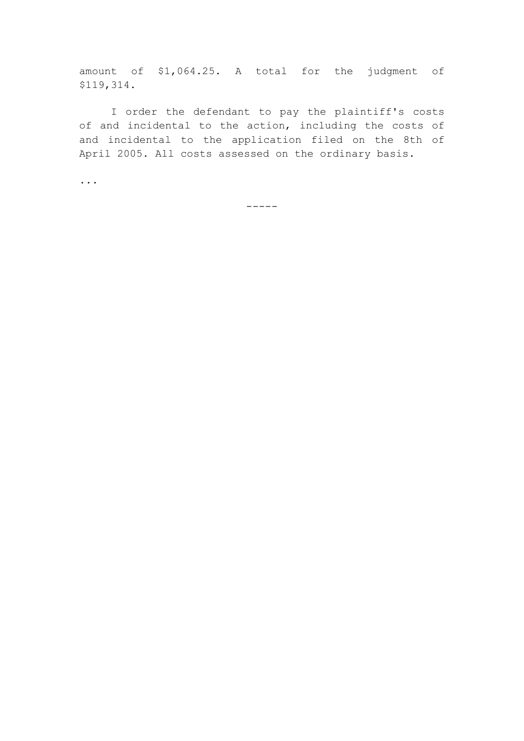amount of $1,064.25. A total for the judgment of $119,314.

I order the defendant to pay the plaintiff's costs of and incidental to the action, including the costs of and incidental to the application filed on the 8th of April 2005. All costs assessed on the ordinary basis.

...

-----